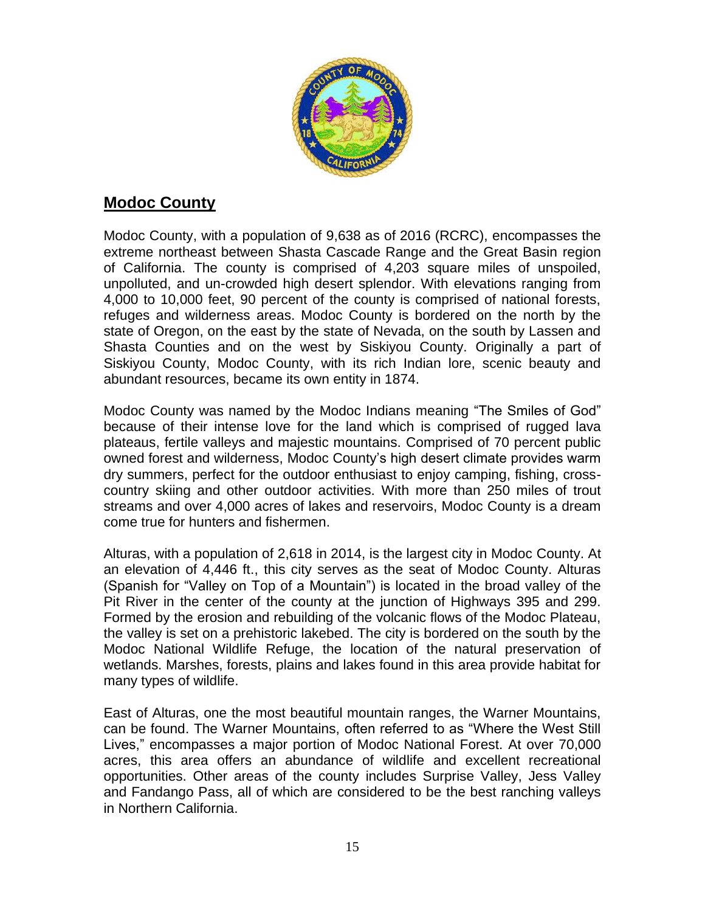## Modoc County

Modoc County, with a population of 9,638 as of 2016 (RCRC), encompasses the extreme northeast between Shasta Cascade Range and the Great Basin region of California. The county is comprised of 4,203 square miles of unspoiled, unpolluted, and un-crowded high desert splendor. With elevations ranging from 4,000 to 10,000 feet, 90 percent of the county is comprised of national forests, refuges and wilderness areas. Modoc County is bordered on the north by the state of Oregon, on the east by the state of Nevada, on the south by Lassen and Shasta Counties and on the west by Siskiyou County. Originally a part of Siskiyou County, Modoc County, with its rich Indian lore, scenic beauty and abundant resources, became its own entity in 1874.

Modoc County was named by the Modoc Indians meaning "The Smiles of God" because of their intense love for the land which is comprised of rugged lava plateaus, fertile valleys and majestic mountains. Comprised of 70 percent public owned forest and wilderness, Modoc County's high desert climate provides warm dry summers, perfect for the outdoor enthusiast to enjoy camping, fishing, cross-country skiing and other outdoor activities. With more than 250 miles of trout streams and over 4,000 acres of lakes and reservoirs, Modoc County is a dream come true for hunters and fishermen.

Alturas, with a population of 2,618 in 2014, is the largest city in Modoc County. At an elevation of 4,446 ft., this city serves as the seat of Modoc County. Alturas (Spanish for "Valley on Top of a Mountain") is located in the broad valley of the Pit River in the center of the county at the junction of Highways 395 and 299. Formed by the erosion and rebuilding of the volcanic flows of the Modoc Plateau, the valley is set on a prehistoric lakebed. The city is bordered on the south by the Modoc National Wildlife Refuge, the location of the natural preservation of wetlands. Marshes, forests, plains and lakes found in this area provide habitat for many types of wildlife.

East of Alturas, one the most beautiful mountain ranges, the Warner Mountains, can be found. The Warner Mountains, often referred to as "Where the West Still Lives," encompasses a major portion of Modoc National Forest. At over 70,000 acres, this area offers an abundance of wildlife and excellent recreational opportunities. Other areas of the county includes Surprise Valley, Jess Valley and Fandango Pass, all of which are considered to be the best ranching valleys in Northern California.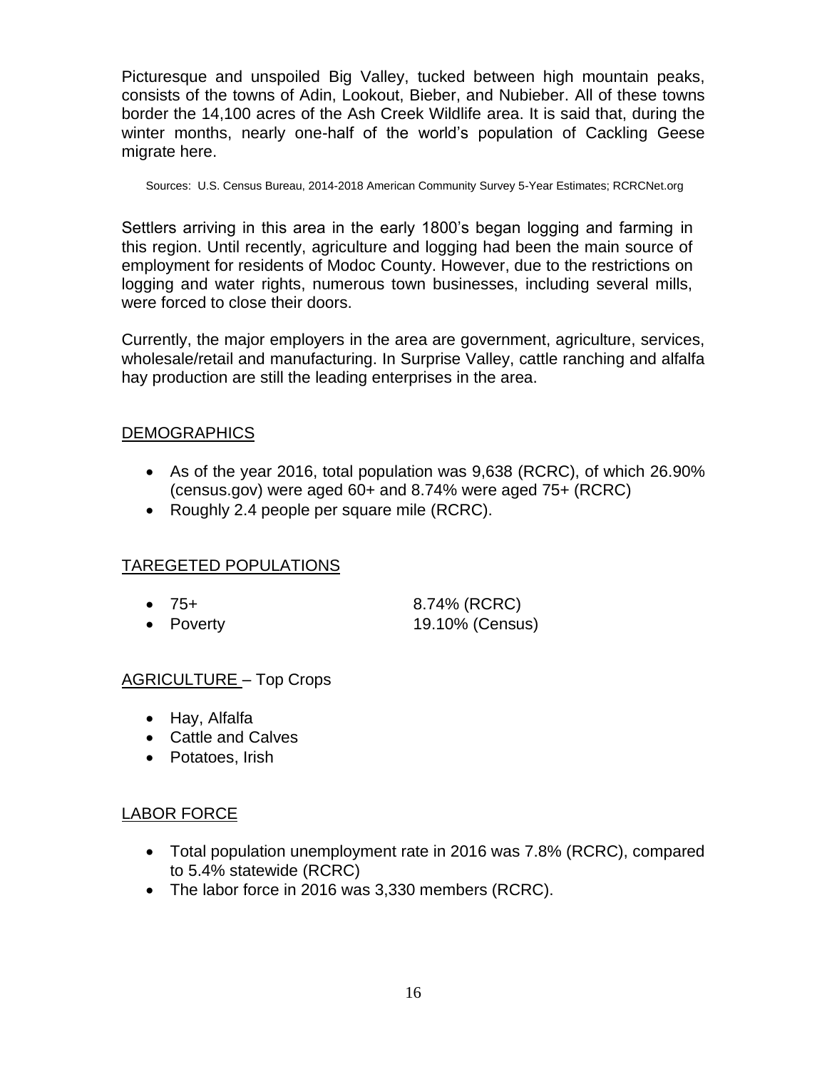Picturesque and unspoiled Big Valley, tucked between high mountain peaks, consists of the towns of Adin, Lookout, Bieber, and Nubieber. All of these towns border the 14,100 acres of the Ash Creek Wildlife area. It is said that, during the winter months, nearly one-half of the world's population of Cackling Geese migrate here.

Sources: U.S. Census Bureau, 2014-2018 American Community Survey 5-Year Estimates; RCRCNet.org

Settlers arriving in this area in the early 1800's began logging and farming in this region. Until recently, agriculture and logging had been the main source of employment for residents of Modoc County. However, due to the restrictions on logging and water rights, numerous town businesses, including several mills, were forced to close their doors.

Currently, the major employers in the area are government, agriculture, services, wholesale/retail and manufacturing. In Surprise Valley, cattle ranching and alfalfa hay production are still the leading enterprises in the area.

## DEMOGRAPHICS

- As of the year 2016, total population was 9,638 (RCRC), of which 26.90% (census.gov) were aged 60+ and 8.74% were aged 75+ (RCRC)
- Roughly 2.4 people per square mile (RCRC).

## TAREGETED POPULATIONS

- 75+ 8.74% (RCRC)
- Poverty 19.10% (Census)

## AGRICULTURE – Top Crops

- Hay, Alfalfa
- Cattle and Calves
- Potatoes, Irish

## LABOR FORCE

- Total population unemployment rate in 2016 was 7.8% (RCRC), compared to 5.4% statewide (RCRC)
- The labor force in 2016 was 3,330 members (RCRC).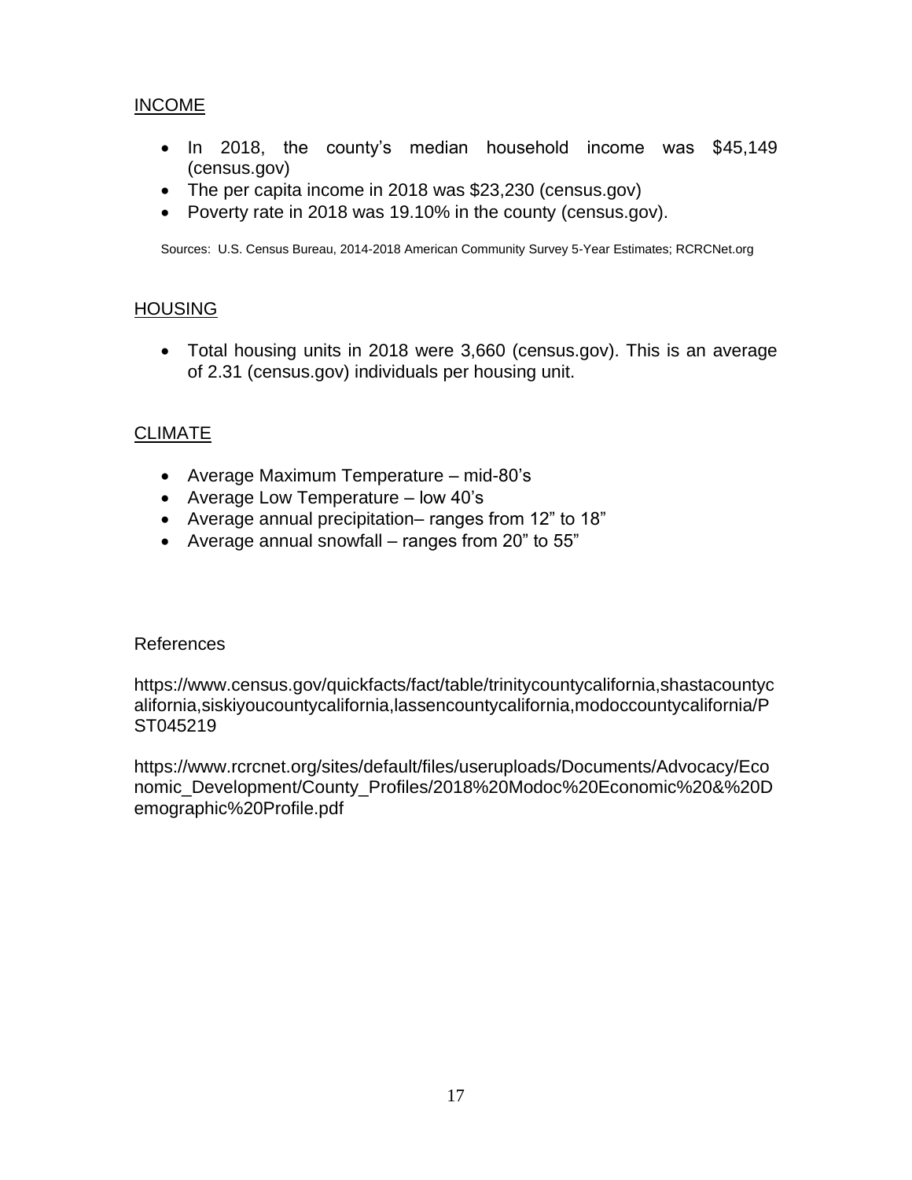## INCOME

- In 2018, the county's median household income was $45,149 (census.gov)
- The per capita income in 2018 was $23,230 (census.gov)
- Poverty rate in 2018 was 19.10% in the county (census.gov).

Sources: U.S. Census Bureau, 2014-2018 American Community Survey 5-Year Estimates; RCRCNet.org

## HOUSING

- Total housing units in 2018 were 3,660 (census.gov). This is an average of 2.31 (census.gov) individuals per housing unit.

## CLIMATE

- Average Maximum Temperature – mid-80's
- Average Low Temperature – low 40's
- Average annual precipitation– ranges from 12" to 18"
- Average annual snowfall – ranges from 20" to 55"

References

https://www.census.gov/quickfacts/fact/table/trinitycountycalifornia,shastacountycalifornia,siskiyoucountycalifornia,lassencountycalifornia,modoccountycalifornia/PST045219

https://www.rcrcnet.org/sites/default/files/useruploads/Documents/Advocacy/Economic_Development/County_Profiles/2018%20Modoc%20Economic%20&%20Demographic%20Profile.pdf